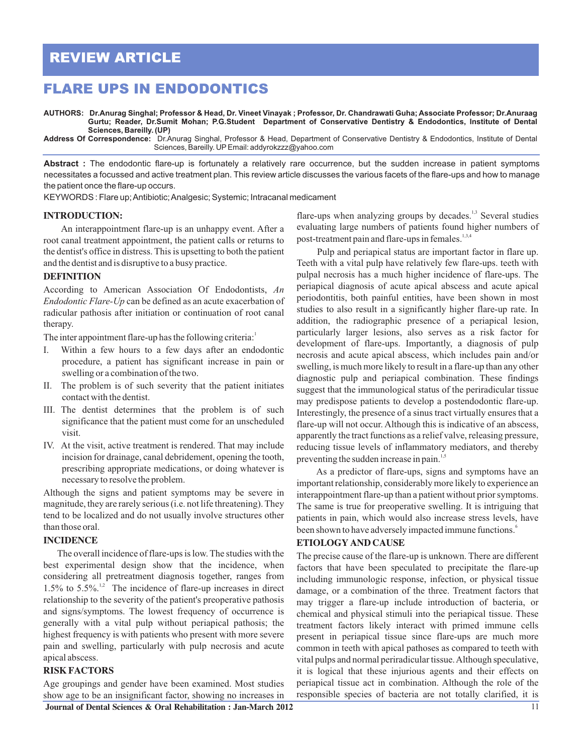# REVIEW ARTICLE

# FLARE UPS IN ENDODONTICS

**AUTHORS: Dr.Anurag Singhal; Professor & Head, Dr. Vineet Vinayak ; Professor, Dr. Chandrawati Guha; Associate Professor; Dr.Anuraag Gurtu; Reader, Dr.Sumit Mohan; P.G.Student Department of Conservative Dentistry & Endodontics, Institute of Dental Sciences, Bareilly. (UP)**

**Address Of Correspondence:** Dr.Anurag Singhal, Professor & Head, Department of Conservative Dentistry & Endodontics, Institute of Dental Sciences, Bareilly. UP Email: addyrokzzz@yahoo.com

**Abstract :** The endodontic flare-up is fortunately a relatively rare occurrence, but the sudden increase in patient symptoms necessitates a focussed and active treatment plan. This review article discusses the various facets of the flare-ups and how to manage the patient once the flare-up occurs.

KEYWORDS : Flare up; Antibiotic; Analgesic; Systemic; Intracanal medicament

## INTRODUCTION:

An interappointment flare-up is an unhappy event. After a root canal treatment appointment, the patient calls or returns to the dentist's office in distress. This is upsetting to both the patient and the dentist and is disruptive to a busy practice.

## DEFINITION

According to American Association Of Endodontists, *An Endodontic Flare-Up* can be defined as an acute exacerbation of radicular pathosis after initiation or continuation of root canal therapy.

The inter appointment flare-up has the following criteria:[1]

I. Within a few hours to a few days after an endodontic procedure, a patient has significant increase in pain or swelling or a combination of the two.

II. The problem is of such severity that the patient initiates contact with the dentist.

III. The dentist determines that the problem is of such significance that the patient must come for an unscheduled visit.

IV. At the visit, active treatment is rendered. That may include incision for drainage, canal debridement, opening the tooth, prescribing appropriate medications, or doing whatever is necessary to resolve the problem.

Although the signs and patient symptoms may be severe in magnitude, they are rarely serious (i.e. not life threatening). They tend to be localized and do not usually involve structures other than those oral.

## INCIDENCE

The overall incidence of flare-ups is low. The studies with the best experimental design show that the incidence, when considering all pretreatment diagnosis together, ranges from 1.5% to 5.5%.[1,2] The incidence of flare-up increases in direct relationship to the severity of the patient's preoperative pathosis and signs/symptoms. The lowest frequency of occurrence is generally with a vital pulp without periapical pathosis; the highest frequency is with patients who present with more severe pain and swelling, particularly with pulp necrosis and acute apical abscess.

## RISK FACTORS

Age groupings and gender have been examined. Most studies show age to be an insignificant factor, showing no increases in flare-ups when analyzing groups by decades.[1,3] Several studies evaluating large numbers of patients found higher numbers of post-treatment pain and flare-ups in females.[1,3,4]

Pulp and periapical status are important factor in flare up. Teeth with a vital pulp have relatively few flare-ups. teeth with pulpal necrosis has a much higher incidence of flare-ups. The periapical diagnosis of acute apical abscess and acute apical periodontitis, both painful entities, have been shown in most studies to also result in a significantly higher flare-up rate. In addition, the radiographic presence of a periapical lesion, particularly larger lesions, also serves as a risk factor for development of flare-ups. Importantly, a diagnosis of pulp necrosis and acute apical abscess, which includes pain and/or swelling, is much more likely to result in a flare-up than any other diagnostic pulp and periapical combination. These findings suggest that the immunological status of the periradicular tissue may predispose patients to develop a postendodontic flare-up. Interestingly, the presence of a sinus tract virtually ensures that a flare-up will not occur. Although this is indicative of an abscess, apparently the tract functions as a relief valve, releasing pressure, reducing tissue levels of inflammatory mediators, and thereby preventing the sudden increase in pain.[1,5]

As a predictor of flare-ups, signs and symptoms have an important relationship, considerably more likely to experience an interappointment flare-up than a patient without prior symptoms. The same is true for preoperative swelling. It is intriguing that patients in pain, which would also increase stress levels, have been shown to have adversely impacted immune functions.[6]

## ETIOLOGY AND CAUSE

The precise cause of the flare-up is unknown. There are different factors that have been speculated to precipitate the flare-up including immunologic response, infection, or physical tissue damage, or a combination of the three. Treatment factors that may trigger a flare-up include introduction of bacteria, or chemical and physical stimuli into the periapical tissue. These treatment factors likely interact with primed immune cells present in periapical tissue since flare-ups are much more common in teeth with apical pathoses as compared to teeth with vital pulps and normal periradicular tissue. Although speculative, it is logical that these injurious agents and their effects on periapical tissue act in combination. Although the role of the responsible species of bacteria are not totally clarified, it is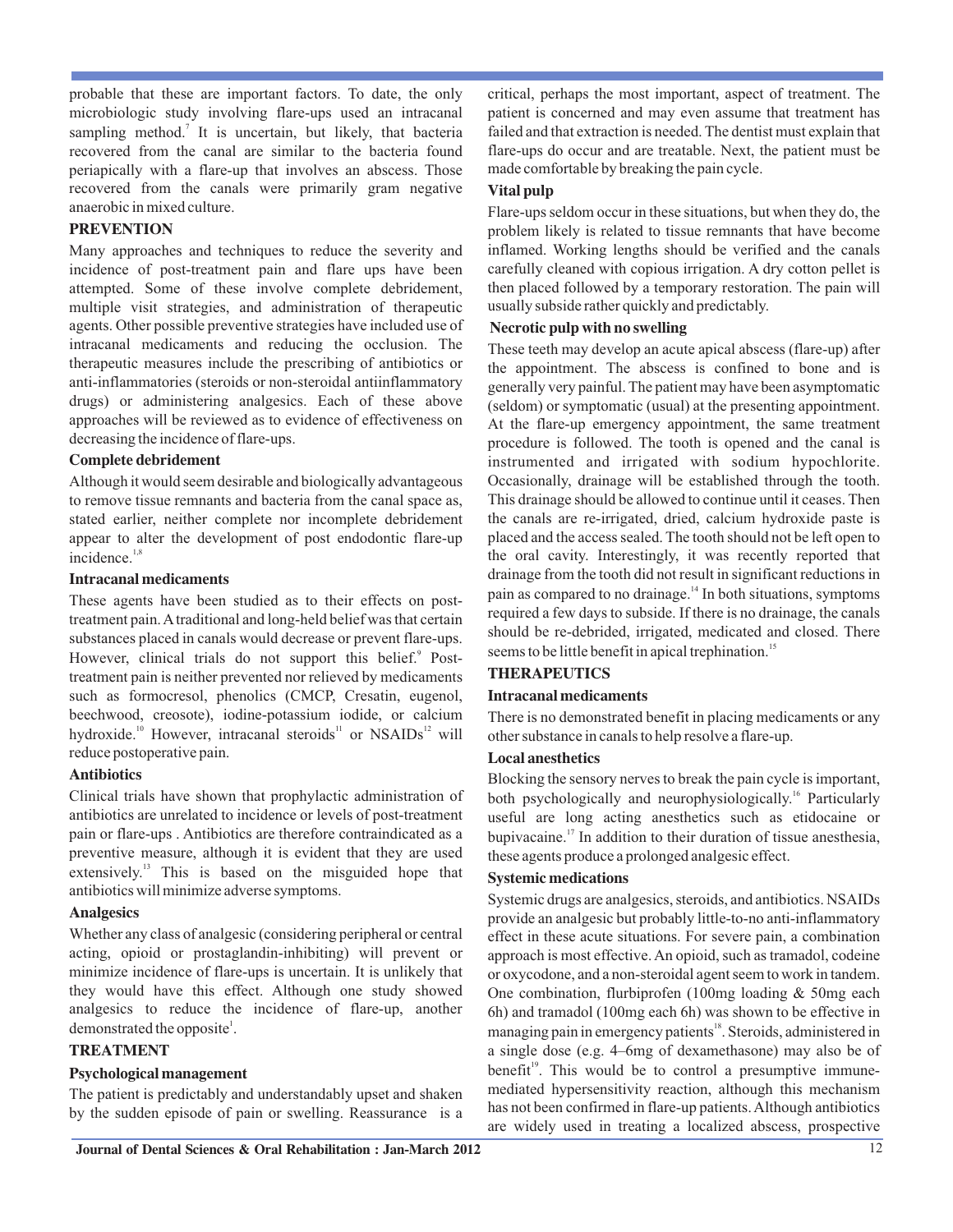probable that these are important factors. To date, the only microbiologic study involving flare-ups used an intracanal sampling method.[7] It is uncertain, but likely, that bacteria recovered from the canal are similar to the bacteria found periapically with a flare-up that involves an abscess. Those recovered from the canals were primarily gram negative anaerobic in mixed culture.

## PREVENTION

Many approaches and techniques to reduce the severity and incidence of post-treatment pain and flare ups have been attempted. Some of these involve complete debridement, multiple visit strategies, and administration of therapeutic agents. Other possible preventive strategies have included use of intracanal medicaments and reducing the occlusion. The therapeutic measures include the prescribing of antibiotics or anti-inflammatories (steroids or non-steroidal antiinflammatory drugs) or administering analgesics. Each of these above approaches will be reviewed as to evidence of effectiveness on decreasing the incidence of flare-ups.

### Complete debridement

Although it would seem desirable and biologically advantageous to remove tissue remnants and bacteria from the canal space as, stated earlier, neither complete nor incomplete debridement appear to alter the development of post endodontic flare-up incidence.[1,8]

### Intracanal medicaments

These agents have been studied as to their effects on post-treatment pain. A traditional and long-held belief was that certain substances placed in canals would decrease or prevent flare-ups. However, clinical trials do not support this belief.[9] Post-treatment pain is neither prevented nor relieved by medicaments such as formocresol, phenolics (CMCP, Cresatin, eugenol, beechwood, creosote), iodine-potassium iodide, or calcium hydroxide.[10] However, intracanal steroids[11] or NSAIDs[12] will reduce postoperative pain.

### Antibiotics

Clinical trials have shown that prophylactic administration of antibiotics are unrelated to incidence or levels of post-treatment pain or flare-ups . Antibiotics are therefore contraindicated as a preventive measure, although it is evident that they are used extensively.[13] This is based on the misguided hope that antibiotics will minimize adverse symptoms.

### Analgesics

Whether any class of analgesic (considering peripheral or central acting, opioid or prostaglandin-inhibiting) will prevent or minimize incidence of flare-ups is uncertain. It is unlikely that they would have this effect. Although one study showed analgesics to reduce the incidence of flare-up, another demonstrated the opposite[1].

## TREATMENT

### Psychological management

The patient is predictably and understandably upset and shaken by the sudden episode of pain or swelling. Reassurance is a critical, perhaps the most important, aspect of treatment. The patient is concerned and may even assume that treatment has failed and that extraction is needed. The dentist must explain that flare-ups do occur and are treatable. Next, the patient must be made comfortable by breaking the pain cycle.

### Vital pulp

Flare-ups seldom occur in these situations, but when they do, the problem likely is related to tissue remnants that have become inflamed. Working lengths should be verified and the canals carefully cleaned with copious irrigation. A dry cotton pellet is then placed followed by a temporary restoration. The pain will usually subside rather quickly and predictably.

### Necrotic pulp with no swelling

These teeth may develop an acute apical abscess (flare-up) after the appointment. The abscess is confined to bone and is generally very painful. The patient may have been asymptomatic (seldom) or symptomatic (usual) at the presenting appointment. At the flare-up emergency appointment, the same treatment procedure is followed. The tooth is opened and the canal is instrumented and irrigated with sodium hypochlorite. Occasionally, drainage will be established through the tooth. This drainage should be allowed to continue until it ceases. Then the canals are re-irrigated, dried, calcium hydroxide paste is placed and the access sealed. The tooth should not be left open to the oral cavity. Interestingly, it was recently reported that drainage from the tooth did not result in significant reductions in pain as compared to no drainage.[14] In both situations, symptoms required a few days to subside. If there is no drainage, the canals should be re-debrided, irrigated, medicated and closed. There seems to be little benefit in apical trephination.[15]

## THERAPEUTICS

### Intracanal medicaments

There is no demonstrated benefit in placing medicaments or any other substance in canals to help resolve a flare-up.

### Local anesthetics

Blocking the sensory nerves to break the pain cycle is important, both psychologically and neurophysiologically.[16] Particularly useful are long acting anesthetics such as etidocaine or bupivacaine.[17] In addition to their duration of tissue anesthesia, these agents produce a prolonged analgesic effect.

### Systemic medications

Systemic drugs are analgesics, steroids, and antibiotics. NSAIDs provide an analgesic but probably little-to-no anti-inflammatory effect in these acute situations. For severe pain, a combination approach is most effective. An opioid, such as tramadol, codeine or oxycodone, and a non-steroidal agent seem to work in tandem. One combination, flurbiprofen (100mg loading & 50mg each 6h) and tramadol (100mg each 6h) was shown to be effective in managing pain in emergency patients[18]. Steroids, administered in a single dose (e.g. 4–6mg of dexamethasone) may also be of benefit[19]. This would be to control a presumptive immune-mediated hypersensitivity reaction, although this mechanism has not been confirmed in flare-up patients. Although antibiotics are widely used in treating a localized abscess, prospective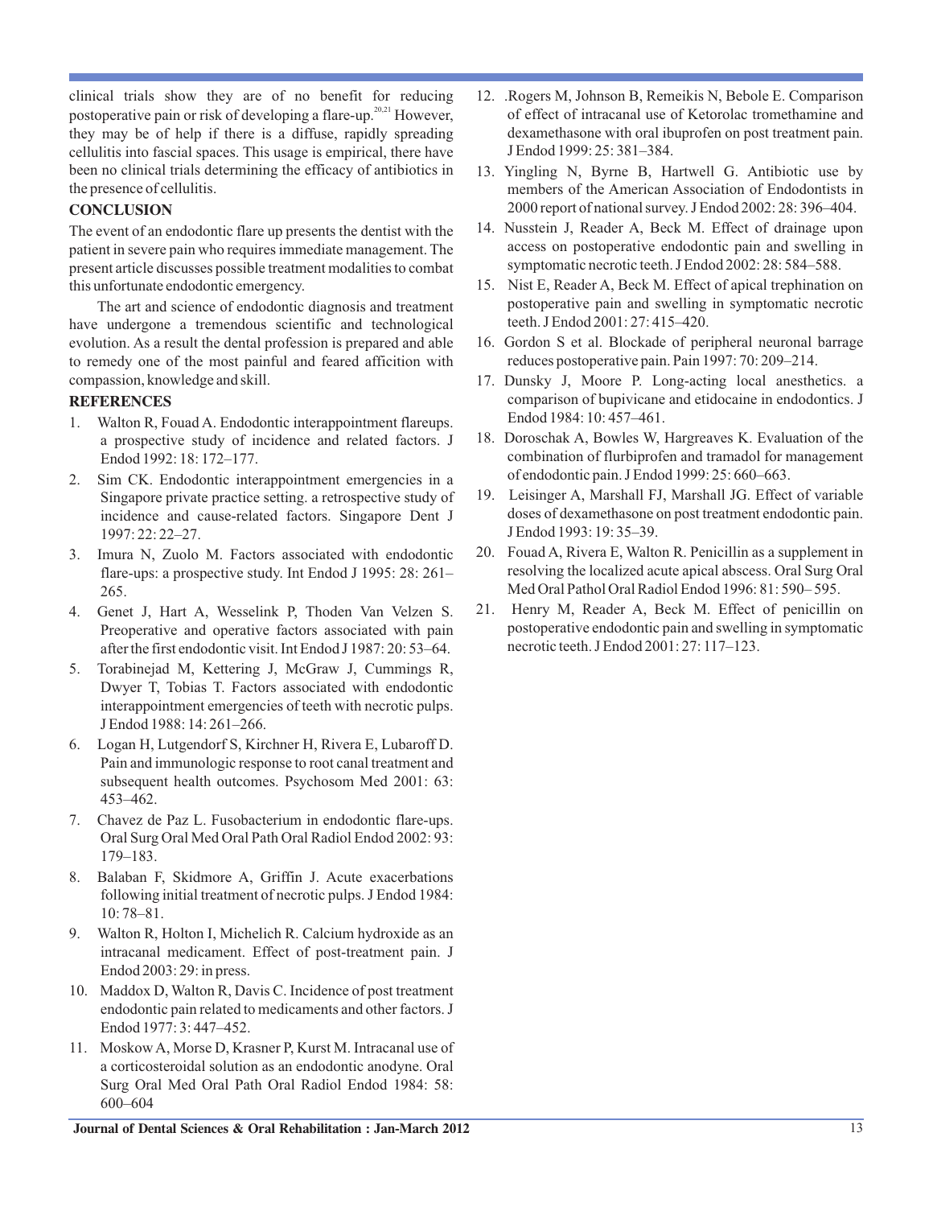clinical trials show they are of no benefit for reducing postoperative pain or risk of developing a flare-up.[20,21] However, they may be of help if there is a diffuse, rapidly spreading cellulitis into fascial spaces. This usage is empirical, there have been no clinical trials determining the efficacy of antibiotics in the presence of cellulitis.

## CONCLUSION

The event of an endodontic flare up presents the dentist with the patient in severe pain who requires immediate management. The present article discusses possible treatment modalities to combat this unfortunate endodontic emergency.

The art and science of endodontic diagnosis and treatment have undergone a tremendous scientific and technological evolution. As a result the dental profession is prepared and able to remedy one of the most painful and feared affiction with compassion, knowledge and skill.

## REFERENCES

1. Walton R, Fouad A. Endodontic interappointment flareups. a prospective study of incidence and related factors. J Endod 1992: 18: 172–177.
2. Sim CK. Endodontic interappointment emergencies in a Singapore private practice setting. a retrospective study of incidence and cause-related factors. Singapore Dent J 1997: 22: 22–27.
3. Imura N, Zuolo M. Factors associated with endodontic flare-ups: a prospective study. Int Endod J 1995: 28: 261–265.
4. Genet J, Hart A, Wesselink P, Thoden Van Velzen S. Preoperative and operative factors associated with pain after the first endodontic visit. Int Endod J 1987: 20: 53–64.
5. Torabinejad M, Kettering J, McGraw J, Cummings R, Dwyer T, Tobias T. Factors associated with endodontic interappointment emergencies of teeth with necrotic pulps. J Endod 1988: 14: 261–266.
6. Logan H, Lutgendorf S, Kirchner H, Rivera E, Lubaroff D. Pain and immunologic response to root canal treatment and subsequent health outcomes. Psychosom Med 2001: 63: 453–462.
7. Chavez de Paz L. Fusobacterium in endodontic flare-ups. Oral Surg Oral Med Oral Path Oral Radiol Endod 2002: 93: 179–183.
8. Balaban F, Skidmore A, Griffin J. Acute exacerbations following initial treatment of necrotic pulps. J Endod 1984: 10: 78–81.
9. Walton R, Holton I, Michelich R. Calcium hydroxide as an intracanal medicament. Effect of post-treatment pain. J Endod 2003: 29: in press.
10. Maddox D, Walton R, Davis C. Incidence of post treatment endodontic pain related to medicaments and other factors. J Endod 1977: 3: 447–452.
11. Moskow A, Morse D, Krasner P, Kurst M. Intracanal use of a corticosteroidal solution as an endodontic anodyne. Oral Surg Oral Med Oral Path Oral Radiol Endod 1984: 58: 600–604
12. .Rogers M, Johnson B, Remeikis N, Bebole E. Comparison of effect of intracanal use of Ketorolac tromethamine and dexamethasone with oral ibuprofen on post treatment pain. J Endod 1999: 25: 381–384.
13. Yingling N, Byrne B, Hartwell G. Antibiotic use by members of the American Association of Endodontists in 2000 report of national survey. J Endod 2002: 28: 396–404.
14. Nusstein J, Reader A, Beck M. Effect of drainage upon access on postoperative endodontic pain and swelling in symptomatic necrotic teeth. J Endod 2002: 28: 584–588.
15. Nist E, Reader A, Beck M. Effect of apical trephination on postoperative pain and swelling in symptomatic necrotic teeth. J Endod 2001: 27: 415–420.
16. Gordon S et al. Blockade of peripheral neuronal barrage reduces postoperative pain. Pain 1997: 70: 209–214.
17. Dunsky J, Moore P. Long-acting local anesthetics. a comparison of bupivicane and etidocaine in endodontics. J Endod 1984: 10: 457–461.
18. Doroschak A, Bowles W, Hargreaves K. Evaluation of the combination of flurbiprofen and tramadol for management of endodontic pain. J Endod 1999: 25: 660–663.
19. Leisinger A, Marshall FJ, Marshall JG. Effect of variable doses of dexamethasone on post treatment endodontic pain. J Endod 1993: 19: 35–39.
20. Fouad A, Rivera E, Walton R. Penicillin as a supplement in resolving the localized acute apical abscess. Oral Surg Oral Med Oral Pathol Oral Radiol Endod 1996: 81: 590– 595.
21. Henry M, Reader A, Beck M. Effect of penicillin on postoperative endodontic pain and swelling in symptomatic necrotic teeth. J Endod 2001: 27: 117–123.